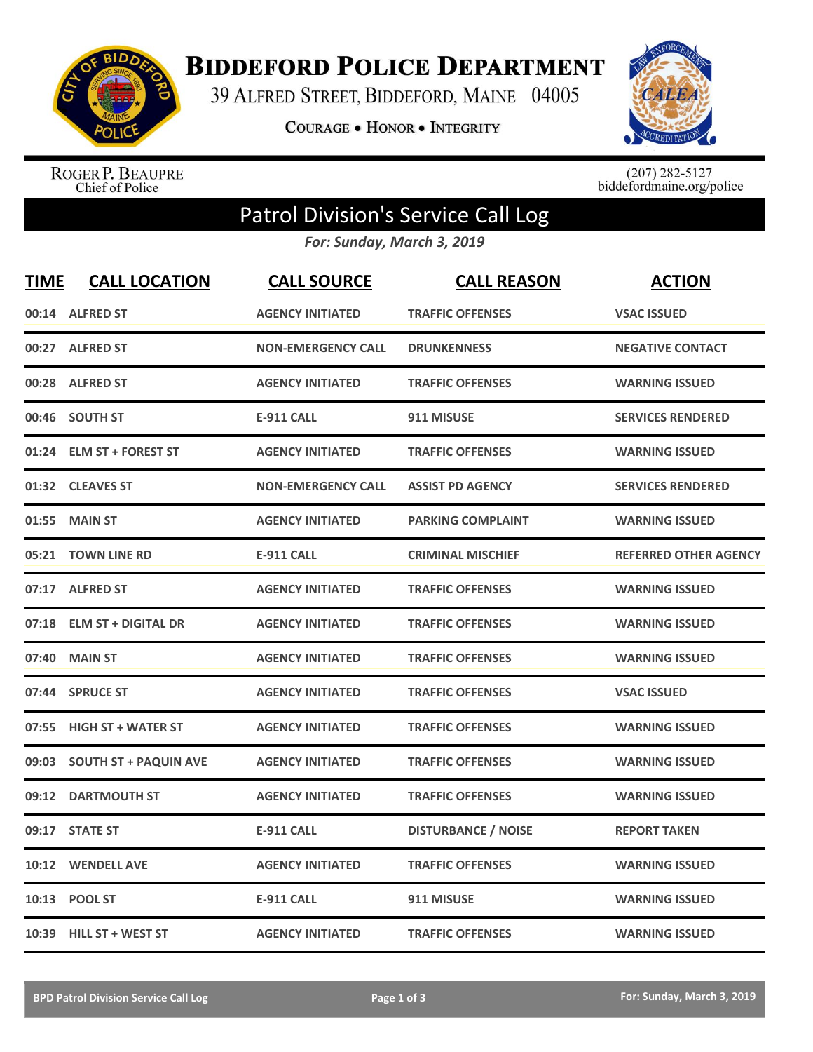# Biddeford Police Department

39 Alfred Street, Biddeford, Maine 04005

Courage • Honor • Integrity

Roger P. Beaupre
Chief of Police

(207) 282-5127
biddefordmaine.org/police

## Patrol Division's Service Call Log

*For: Sunday, March 3, 2019*

| TIME | CALL LOCATION | CALL SOURCE | CALL REASON | ACTION |
|---|---|---|---|---|
| 00:14 | ALFRED ST | AGENCY INITIATED | TRAFFIC OFFENSES | VSAC ISSUED |
| 00:27 | ALFRED ST | NON-EMERGENCY CALL | DRUNKENNESS | NEGATIVE CONTACT |
| 00:28 | ALFRED ST | AGENCY INITIATED | TRAFFIC OFFENSES | WARNING ISSUED |
| 00:46 | SOUTH ST | E-911 CALL | 911 MISUSE | SERVICES RENDERED |
| 01:24 | ELM ST + FOREST ST | AGENCY INITIATED | TRAFFIC OFFENSES | WARNING ISSUED |
| 01:32 | CLEAVES ST | NON-EMERGENCY CALL | ASSIST PD AGENCY | SERVICES RENDERED |
| 01:55 | MAIN ST | AGENCY INITIATED | PARKING COMPLAINT | WARNING ISSUED |
| 05:21 | TOWN LINE RD | E-911 CALL | CRIMINAL MISCHIEF | REFERRED OTHER AGENCY |
| 07:17 | ALFRED ST | AGENCY INITIATED | TRAFFIC OFFENSES | WARNING ISSUED |
| 07:18 | ELM ST + DIGITAL DR | AGENCY INITIATED | TRAFFIC OFFENSES | WARNING ISSUED |
| 07:40 | MAIN ST | AGENCY INITIATED | TRAFFIC OFFENSES | WARNING ISSUED |
| 07:44 | SPRUCE ST | AGENCY INITIATED | TRAFFIC OFFENSES | VSAC ISSUED |
| 07:55 | HIGH ST + WATER ST | AGENCY INITIATED | TRAFFIC OFFENSES | WARNING ISSUED |
| 09:03 | SOUTH ST + PAQUIN AVE | AGENCY INITIATED | TRAFFIC OFFENSES | WARNING ISSUED |
| 09:12 | DARTMOUTH ST | AGENCY INITIATED | TRAFFIC OFFENSES | WARNING ISSUED |
| 09:17 | STATE ST | E-911 CALL | DISTURBANCE / NOISE | REPORT TAKEN |
| 10:12 | WENDELL AVE | AGENCY INITIATED | TRAFFIC OFFENSES | WARNING ISSUED |
| 10:13 | POOL ST | E-911 CALL | 911 MISUSE | WARNING ISSUED |
| 10:39 | HILL ST + WEST ST | AGENCY INITIATED | TRAFFIC OFFENSES | WARNING ISSUED |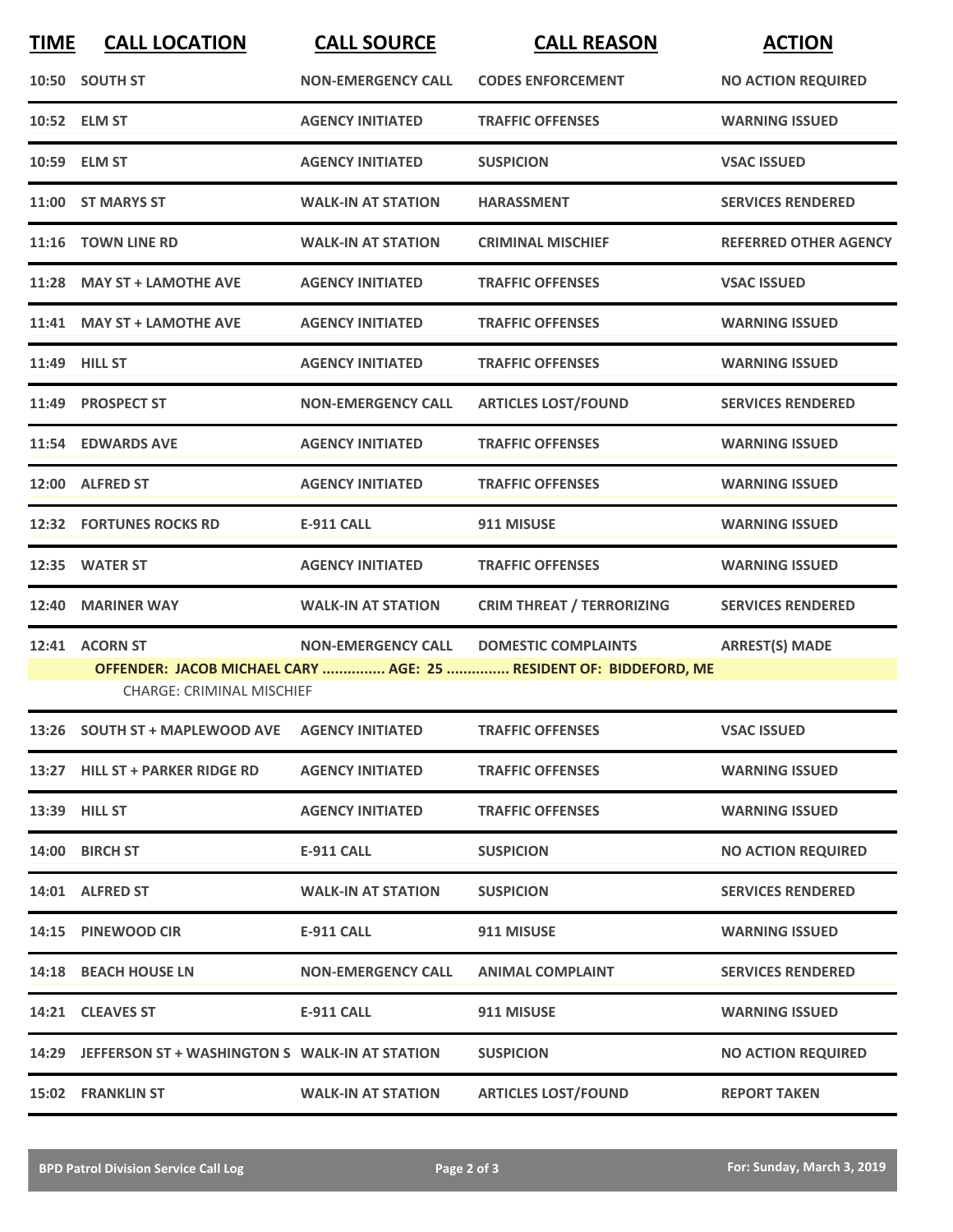| TIME | CALL LOCATION | CALL SOURCE | CALL REASON | ACTION |
|---|---|---|---|---|
| 10:50 | SOUTH ST | NON-EMERGENCY CALL | CODES ENFORCEMENT | NO ACTION REQUIRED |
| 10:52 | ELM ST | AGENCY INITIATED | TRAFFIC OFFENSES | WARNING ISSUED |
| 10:59 | ELM ST | AGENCY INITIATED | SUSPICION | VSAC ISSUED |
| 11:00 | ST MARYS ST | WALK-IN AT STATION | HARASSMENT | SERVICES RENDERED |
| 11:16 | TOWN LINE RD | WALK-IN AT STATION | CRIMINAL MISCHIEF | REFERRED OTHER AGENCY |
| 11:28 | MAY ST + LAMOTHE AVE | AGENCY INITIATED | TRAFFIC OFFENSES | VSAC ISSUED |
| 11:41 | MAY ST + LAMOTHE AVE | AGENCY INITIATED | TRAFFIC OFFENSES | WARNING ISSUED |
| 11:49 | HILL ST | AGENCY INITIATED | TRAFFIC OFFENSES | WARNING ISSUED |
| 11:49 | PROSPECT ST | NON-EMERGENCY CALL | ARTICLES LOST/FOUND | SERVICES RENDERED |
| 11:54 | EDWARDS AVE | AGENCY INITIATED | TRAFFIC OFFENSES | WARNING ISSUED |
| 12:00 | ALFRED ST | AGENCY INITIATED | TRAFFIC OFFENSES | WARNING ISSUED |
| 12:32 | FORTUNES ROCKS RD | E-911 CALL | 911 MISUSE | WARNING ISSUED |
| 12:35 | WATER ST | AGENCY INITIATED | TRAFFIC OFFENSES | WARNING ISSUED |
| 12:40 | MARINER WAY | WALK-IN AT STATION | CRIM THREAT / TERRORIZING | SERVICES RENDERED |
| 12:41 | ACORN ST | NON-EMERGENCY CALL | DOMESTIC COMPLAINTS | ARREST(S) MADE |
| | OFFENDER: JACOB MICHAEL CARY ............... AGE: 25 ............... RESIDENT OF: BIDDEFORD, ME | | | |
| | CHARGE: CRIMINAL MISCHIEF | | | |
| 13:26 | SOUTH ST + MAPLEWOOD AVE | AGENCY INITIATED | TRAFFIC OFFENSES | VSAC ISSUED |
| 13:27 | HILL ST + PARKER RIDGE RD | AGENCY INITIATED | TRAFFIC OFFENSES | WARNING ISSUED |
| 13:39 | HILL ST | AGENCY INITIATED | TRAFFIC OFFENSES | WARNING ISSUED |
| 14:00 | BIRCH ST | E-911 CALL | SUSPICION | NO ACTION REQUIRED |
| 14:01 | ALFRED ST | WALK-IN AT STATION | SUSPICION | SERVICES RENDERED |
| 14:15 | PINEWOOD CIR | E-911 CALL | 911 MISUSE | WARNING ISSUED |
| 14:18 | BEACH HOUSE LN | NON-EMERGENCY CALL | ANIMAL COMPLAINT | SERVICES RENDERED |
| 14:21 | CLEAVES ST | E-911 CALL | 911 MISUSE | WARNING ISSUED |
| 14:29 | JEFFERSON ST + WASHINGTON S | WALK-IN AT STATION | SUSPICION | NO ACTION REQUIRED |
| 15:02 | FRANKLIN ST | WALK-IN AT STATION | ARTICLES LOST/FOUND | REPORT TAKEN |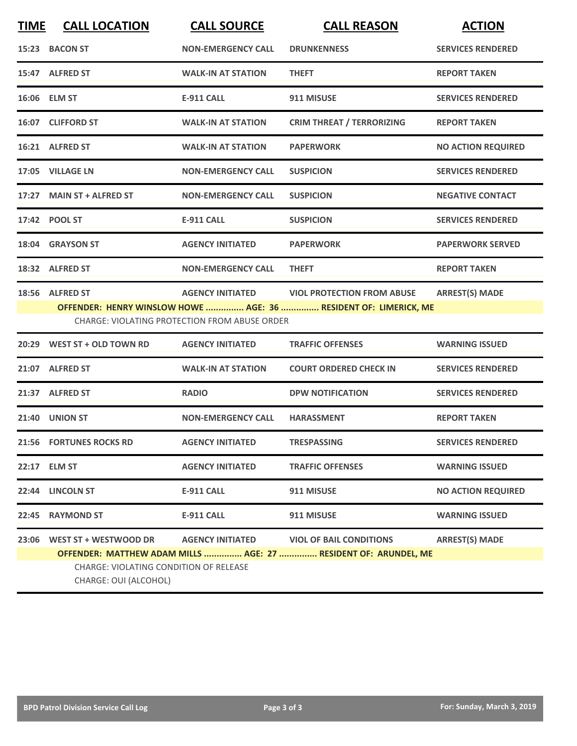| TIME | CALL LOCATION | CALL SOURCE | CALL REASON | ACTION |
|---|---|---|---|---|
| 15:23 | BACON ST | NON-EMERGENCY CALL | DRUNKENNESS | SERVICES RENDERED |
| 15:47 | ALFRED ST | WALK-IN AT STATION | THEFT | REPORT TAKEN |
| 16:06 | ELM ST | E-911 CALL | 911 MISUSE | SERVICES RENDERED |
| 16:07 | CLIFFORD ST | WALK-IN AT STATION | CRIM THREAT / TERRORIZING | REPORT TAKEN |
| 16:21 | ALFRED ST | WALK-IN AT STATION | PAPERWORK | NO ACTION REQUIRED |
| 17:05 | VILLAGE LN | NON-EMERGENCY CALL | SUSPICION | SERVICES RENDERED |
| 17:27 | MAIN ST + ALFRED ST | NON-EMERGENCY CALL | SUSPICION | NEGATIVE CONTACT |
| 17:42 | POOL ST | E-911 CALL | SUSPICION | SERVICES RENDERED |
| 18:04 | GRAYSON ST | AGENCY INITIATED | PAPERWORK | PAPERWORK SERVED |
| 18:32 | ALFRED ST | NON-EMERGENCY CALL | THEFT | REPORT TAKEN |
| 18:56 | ALFRED ST | AGENCY INITIATED | VIOL PROTECTION FROM ABUSE | ARREST(S) MADE |
| | OFFENDER: HENRY WINSLOW HOWE ............... AGE: 36 ............... RESIDENT OF: LIMERICK, ME | | | |
| | CHARGE: VIOLATING PROTECTION FROM ABUSE ORDER | | | |
| 20:29 | WEST ST + OLD TOWN RD | AGENCY INITIATED | TRAFFIC OFFENSES | WARNING ISSUED |
| 21:07 | ALFRED ST | WALK-IN AT STATION | COURT ORDERED CHECK IN | SERVICES RENDERED |
| 21:37 | ALFRED ST | RADIO | DPW NOTIFICATION | SERVICES RENDERED |
| 21:40 | UNION ST | NON-EMERGENCY CALL | HARASSMENT | REPORT TAKEN |
| 21:56 | FORTUNES ROCKS RD | AGENCY INITIATED | TRESPASSING | SERVICES RENDERED |
| 22:17 | ELM ST | AGENCY INITIATED | TRAFFIC OFFENSES | WARNING ISSUED |
| 22:44 | LINCOLN ST | E-911 CALL | 911 MISUSE | NO ACTION REQUIRED |
| 22:45 | RAYMOND ST | E-911 CALL | 911 MISUSE | WARNING ISSUED |
| 23:06 | WEST ST + WESTWOOD DR | AGENCY INITIATED | VIOL OF BAIL CONDITIONS | ARREST(S) MADE |
| | OFFENDER: MATTHEW ADAM MILLS ............... AGE: 27 ............... RESIDENT OF: ARUNDEL, ME | | | |
| | CHARGE: VIOLATING CONDITION OF RELEASE | | | |
| | CHARGE: OUI (ALCOHOL) | | | |